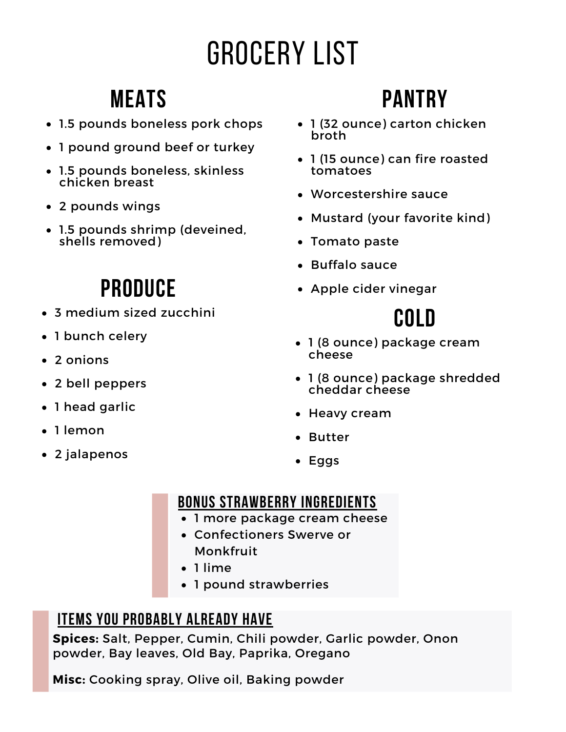# GROCERY LIST

## MEATS

- 1.5 pounds boneless pork chops
- 1 pound ground beef or turkey
- 1.5 pounds boneless, skinless chicken breast
- 2 pounds wings
- 1.5 pounds shrimp (deveined, shells removed)

## PRODUCE

- 3 medium sized zucchini
- 1 bunch celery
- 2 onions
- 2 bell peppers
- 1 head garlic
- 1 lemon
- 2 jalapenos

## PANTRY

- 1 (32 ounce) carton chicken broth
- 1 (15 ounce) can fire roasted tomatoes
- Worcestershire sauce
- Mustard (your favorite kind)
- Tomato paste
- Buffalo sauce
- Apple cider vinegar

## COLD

- 1 (8 ounce) package cream cheese
- 1 (8 ounce) package shredded cheddar cheese
- Heavy cream
- Butter
- Eggs

### BONUS STRAWBERRY INGREDIENTS

- 1 more package cream cheese
- Confectioners Swerve or Monkfruit
- 1 lime
- 1 pound strawberries

### ITEMS YOU PROBABLY ALREADY HAVE

**Spices:** Salt, Pepper, Cumin, Chili powder, Garlic powder, Onon powder, Bay leaves, Old Bay, Paprika, Oregano

**Misc:** Cooking spray, Olive oil, Baking powder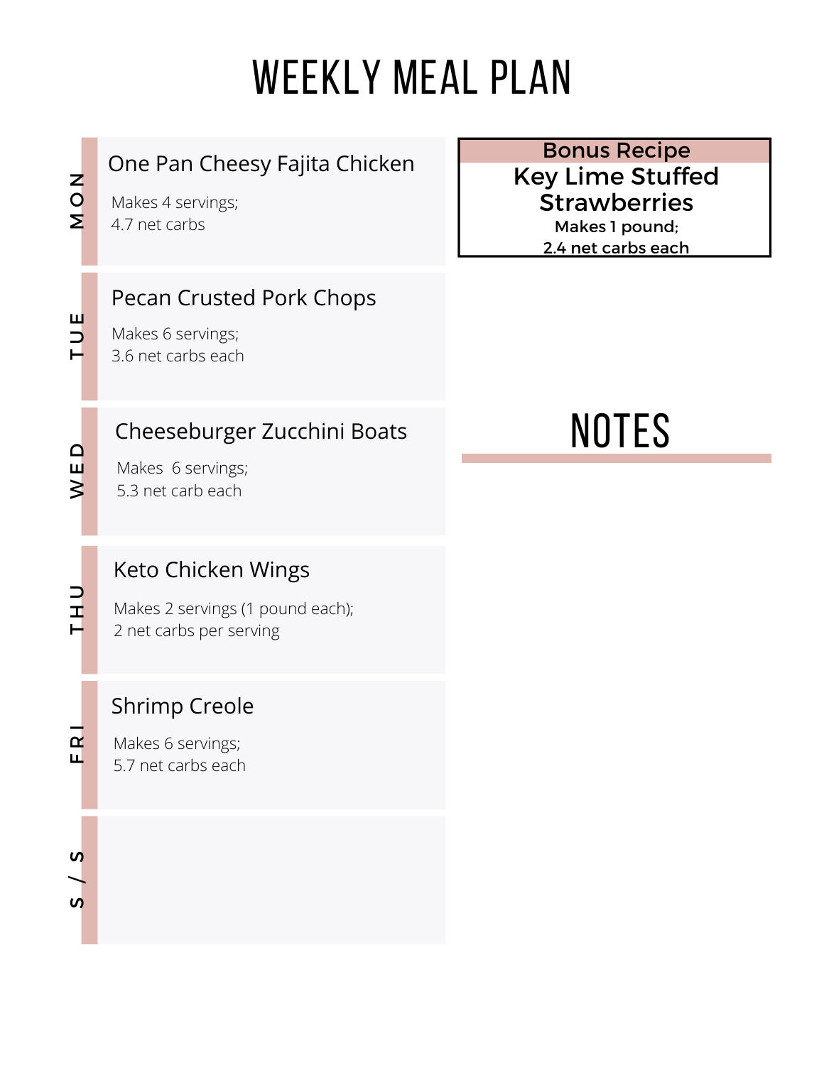# WEEKLY MEAL PLAN

**MON**

One Pan Cheesy Fajita Chicken

Makes 4 servings;
4.7 net carbs

**TUE**

Pecan Crusted Pork Chops

Makes 6 servings;
3.6 net carbs each

**WED**

Cheeseburger Zucchini Boats

Makes 6 servings;
5.3 net carb each

**THU**

Keto Chicken Wings

Makes 2 servings (1 pound each);
2 net carbs per serving

**FRI**

Shrimp Creole

Makes 6 servings;
5.7 net carbs each

**S / S**

**Bonus Recipe**

**Key Lime Stuffed Strawberries**

**Makes 1 pound;**
**2.4 net carbs each**

# NOTES